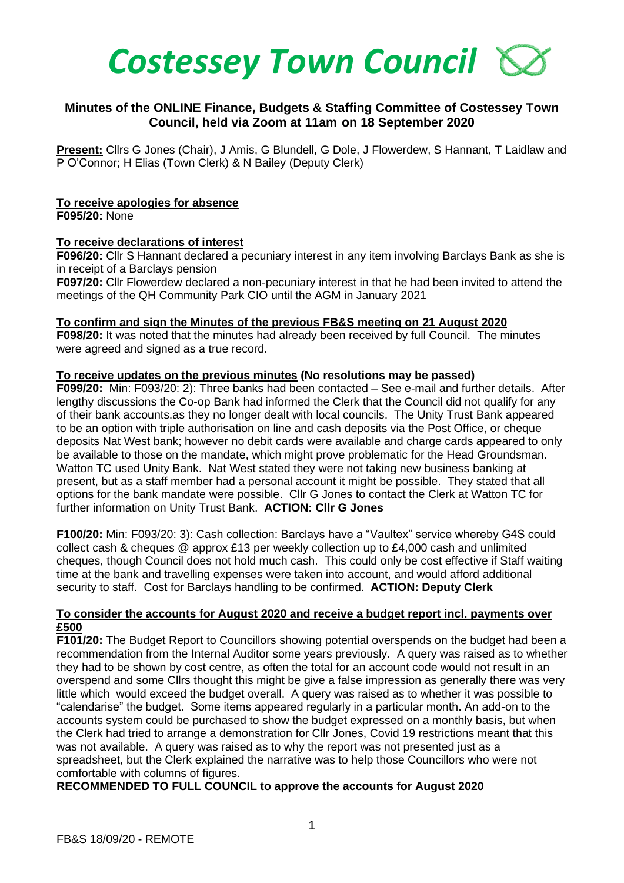# *Costessey Town Council*

## Minutes of the ONLINE Finance, Budgets & Staffing Committee of Costessey Town Council, held via Zoom at 11am on 18 September 2020

**Present:** Cllrs G Jones (Chair), J Amis, G Blundell, G Dole, J Flowerdew, S Hannant, T Laidlaw and P O'Connor; H Elias (Town Clerk) & N Bailey (Deputy Clerk)

**To receive apologies for absence**

**F095/20:** None

**To receive declarations of interest**

**F096/20:** Cllr S Hannant declared a pecuniary interest in any item involving Barclays Bank as she is in receipt of a Barclays pension

**F097/20:** Cllr Flowerdew declared a non-pecuniary interest in that he had been invited to attend the meetings of the QH Community Park CIO until the AGM in January 2021

**To confirm and sign the Minutes of the previous FB&S meeting on 21 August 2020**

**F098/20:** It was noted that the minutes had already been received by full Council. The minutes were agreed and signed as a true record.

**To receive updates on the previous minutes (No resolutions may be passed)**

**F099/20:** Min: F093/20: 2): Three banks had been contacted – See e-mail and further details. After lengthy discussions the Co-op Bank had informed the Clerk that the Council did not qualify for any of their bank accounts.as they no longer dealt with local councils. The Unity Trust Bank appeared to be an option with triple authorisation on line and cash deposits via the Post Office, or cheque deposits Nat West bank; however no debit cards were available and charge cards appeared to only be available to those on the mandate, which might prove problematic for the Head Groundsman. Watton TC used Unity Bank. Nat West stated they were not taking new business banking at present, but as a staff member had a personal account it might be possible. They stated that all options for the bank mandate were possible. Cllr G Jones to contact the Clerk at Watton TC for further information on Unity Trust Bank. **ACTION: Cllr G Jones**

**F100/20:** Min: F093/20: 3): Cash collection: Barclays have a "Vaultex" service whereby G4S could collect cash & cheques @ approx £13 per weekly collection up to £4,000 cash and unlimited cheques, though Council does not hold much cash. This could only be cost effective if Staff waiting time at the bank and travelling expenses were taken into account, and would afford additional security to staff. Cost for Barclays handling to be confirmed. **ACTION: Deputy Clerk**

**To consider the accounts for August 2020 and receive a budget report incl. payments over £500**

**F101/20:** The Budget Report to Councillors showing potential overspends on the budget had been a recommendation from the Internal Auditor some years previously. A query was raised as to whether they had to be shown by cost centre, as often the total for an account code would not result in an overspend and some Cllrs thought this might be give a false impression as generally there was very little which would exceed the budget overall. A query was raised as to whether it was possible to "calendarise" the budget. Some items appeared regularly in a particular month. An add-on to the accounts system could be purchased to show the budget expressed on a monthly basis, but when the Clerk had tried to arrange a demonstration for Cllr Jones, Covid 19 restrictions meant that this was not available. A query was raised as to why the report was not presented just as a spreadsheet, but the Clerk explained the narrative was to help those Councillors who were not comfortable with columns of figures.

**RECOMMENDED TO FULL COUNCIL to approve the accounts for August 2020**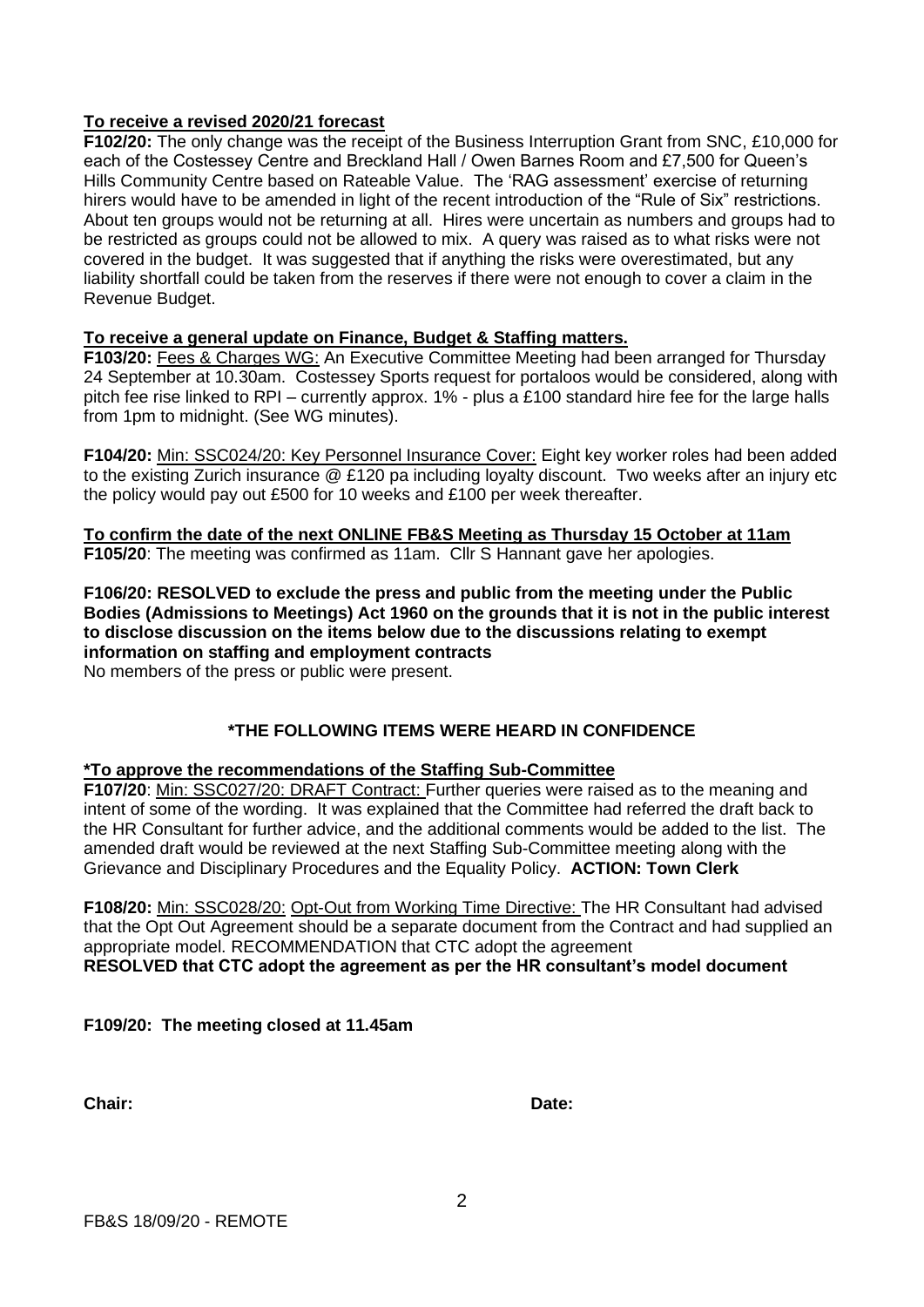**To receive a revised 2020/21 forecast**

**F102/20:** The only change was the receipt of the Business Interruption Grant from SNC, £10,000 for each of the Costessey Centre and Breckland Hall / Owen Barnes Room and £7,500 for Queen's Hills Community Centre based on Rateable Value. The 'RAG assessment' exercise of returning hirers would have to be amended in light of the recent introduction of the "Rule of Six" restrictions. About ten groups would not be returning at all. Hires were uncertain as numbers and groups had to be restricted as groups could not be allowed to mix. A query was raised as to what risks were not covered in the budget. It was suggested that if anything the risks were overestimated, but any liability shortfall could be taken from the reserves if there were not enough to cover a claim in the Revenue Budget.

**To receive a general update on Finance, Budget & Staffing matters.**

**F103/20:** Fees & Charges WG: An Executive Committee Meeting had been arranged for Thursday 24 September at 10.30am. Costessey Sports request for portaloos would be considered, along with pitch fee rise linked to RPI – currently approx. 1% - plus a £100 standard hire fee for the large halls from 1pm to midnight. (See WG minutes).

**F104/20:** Min: SSC024/20: Key Personnel Insurance Cover: Eight key worker roles had been added to the existing Zurich insurance @ £120 pa including loyalty discount. Two weeks after an injury etc the policy would pay out £500 for 10 weeks and £100 per week thereafter.

**To confirm the date of the next ONLINE FB&S Meeting as Thursday 15 October at 11am**

**F105/20**: The meeting was confirmed as 11am. Cllr S Hannant gave her apologies.

**F106/20: RESOLVED to exclude the press and public from the meeting under the Public Bodies (Admissions to Meetings) Act 1960 on the grounds that it is not in the public interest to disclose discussion on the items below due to the discussions relating to exempt information on staffing and employment contracts**

No members of the press or public were present.

**\*THE FOLLOWING ITEMS WERE HEARD IN CONFIDENCE**

**\*To approve the recommendations of the Staffing Sub-Committee**

**F107/20**: Min: SSC027/20: DRAFT Contract: Further queries were raised as to the meaning and intent of some of the wording. It was explained that the Committee had referred the draft back to the HR Consultant for further advice, and the additional comments would be added to the list. The amended draft would be reviewed at the next Staffing Sub-Committee meeting along with the Grievance and Disciplinary Procedures and the Equality Policy. **ACTION: Town Clerk**

**F108/20:** Min: SSC028/20: Opt-Out from Working Time Directive: The HR Consultant had advised that the Opt Out Agreement should be a separate document from the Contract and had supplied an appropriate model. RECOMMENDATION that CTC adopt the agreement

**RESOLVED that CTC adopt the agreement as per the HR consultant's model document**

**F109/20: The meeting closed at 11.45am**

**Chair:** **Date:**

FB&S 18/09/20 - REMOTE